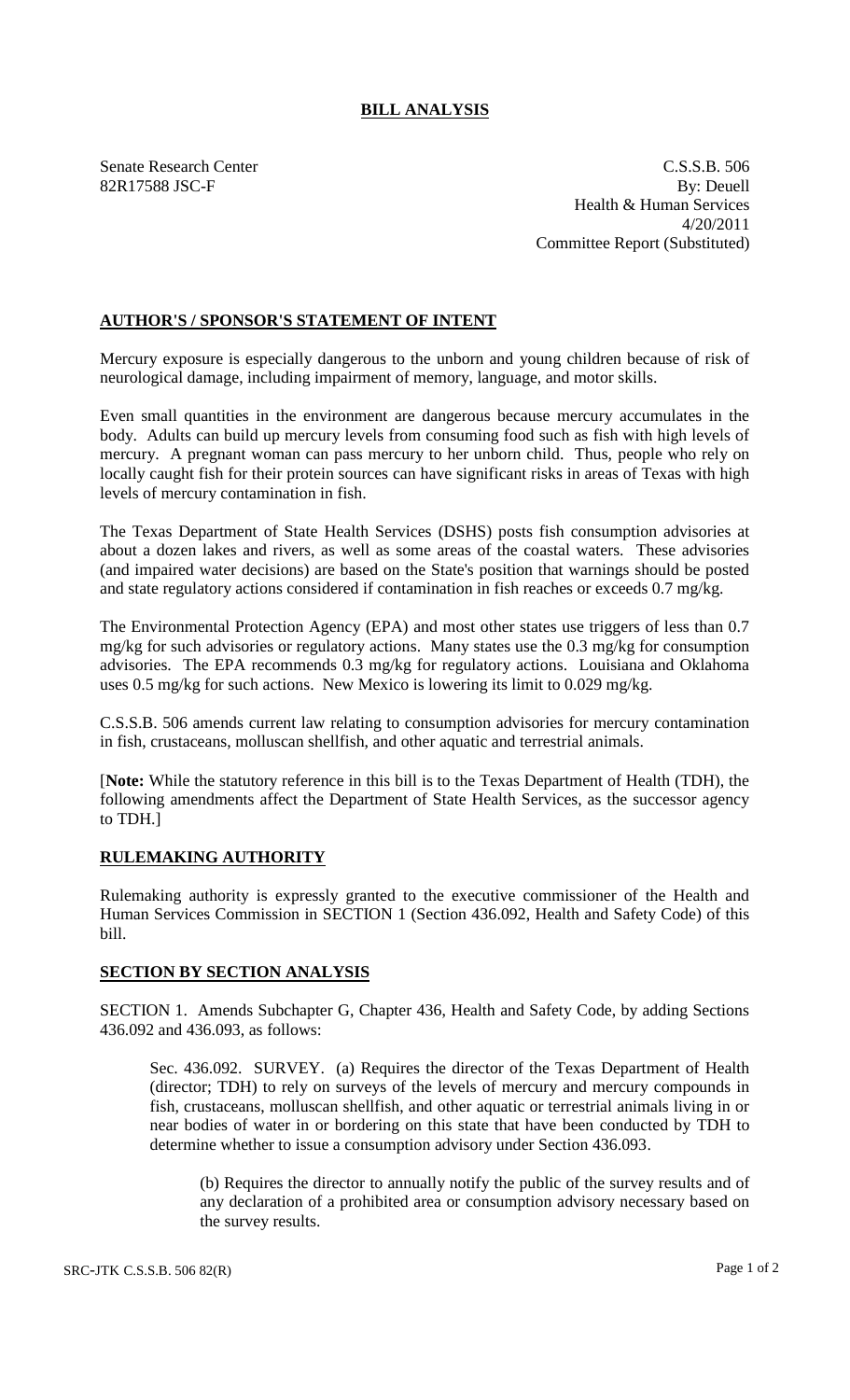# BILL ANALYSIS

Senate Research Center
82R17588 JSC-F

C.S.S.B. 506
By: Deuell
Health & Human Services
4/20/2011
Committee Report (Substituted)

## AUTHOR'S / SPONSOR'S STATEMENT OF INTENT

Mercury exposure is especially dangerous to the unborn and young children because of risk of neurological damage, including impairment of memory, language, and motor skills.

Even small quantities in the environment are dangerous because mercury accumulates in the body. Adults can build up mercury levels from consuming food such as fish with high levels of mercury. A pregnant woman can pass mercury to her unborn child. Thus, people who rely on locally caught fish for their protein sources can have significant risks in areas of Texas with high levels of mercury contamination in fish.

The Texas Department of State Health Services (DSHS) posts fish consumption advisories at about a dozen lakes and rivers, as well as some areas of the coastal waters. These advisories (and impaired water decisions) are based on the State's position that warnings should be posted and state regulatory actions considered if contamination in fish reaches or exceeds 0.7 mg/kg.

The Environmental Protection Agency (EPA) and most other states use triggers of less than 0.7 mg/kg for such advisories or regulatory actions. Many states use the 0.3 mg/kg for consumption advisories. The EPA recommends 0.3 mg/kg for regulatory actions. Louisiana and Oklahoma uses 0.5 mg/kg for such actions. New Mexico is lowering its limit to 0.029 mg/kg.

C.S.S.B. 506 amends current law relating to consumption advisories for mercury contamination in fish, crustaceans, molluscan shellfish, and other aquatic and terrestrial animals.

[**Note:** While the statutory reference in this bill is to the Texas Department of Health (TDH), the following amendments affect the Department of State Health Services, as the successor agency to TDH.]

## RULEMAKING AUTHORITY

Rulemaking authority is expressly granted to the executive commissioner of the Health and Human Services Commission in SECTION 1 (Section 436.092, Health and Safety Code) of this bill.

## SECTION BY SECTION ANALYSIS

SECTION 1. Amends Subchapter G, Chapter 436, Health and Safety Code, by adding Sections 436.092 and 436.093, as follows:

Sec. 436.092. SURVEY. (a) Requires the director of the Texas Department of Health (director; TDH) to rely on surveys of the levels of mercury and mercury compounds in fish, crustaceans, molluscan shellfish, and other aquatic or terrestrial animals living in or near bodies of water in or bordering on this state that have been conducted by TDH to determine whether to issue a consumption advisory under Section 436.093.

(b) Requires the director to annually notify the public of the survey results and of any declaration of a prohibited area or consumption advisory necessary based on the survey results.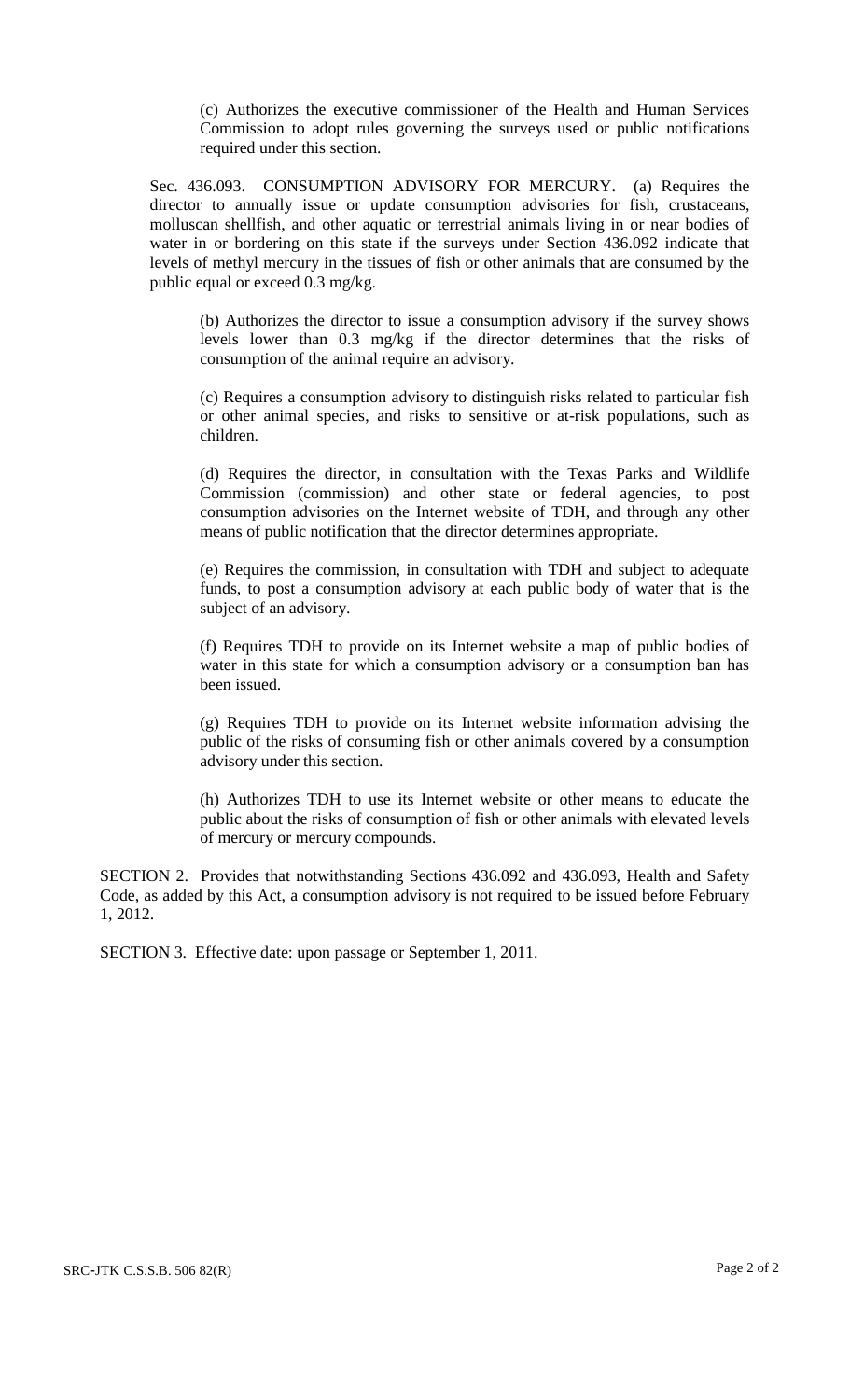(c) Authorizes the executive commissioner of the Health and Human Services Commission to adopt rules governing the surveys used or public notifications required under this section.

Sec. 436.093. CONSUMPTION ADVISORY FOR MERCURY. (a) Requires the director to annually issue or update consumption advisories for fish, crustaceans, molluscan shellfish, and other aquatic or terrestrial animals living in or near bodies of water in or bordering on this state if the surveys under Section 436.092 indicate that levels of methyl mercury in the tissues of fish or other animals that are consumed by the public equal or exceed 0.3 mg/kg.

(b) Authorizes the director to issue a consumption advisory if the survey shows levels lower than 0.3 mg/kg if the director determines that the risks of consumption of the animal require an advisory.

(c) Requires a consumption advisory to distinguish risks related to particular fish or other animal species, and risks to sensitive or at-risk populations, such as children.

(d) Requires the director, in consultation with the Texas Parks and Wildlife Commission (commission) and other state or federal agencies, to post consumption advisories on the Internet website of TDH, and through any other means of public notification that the director determines appropriate.

(e) Requires the commission, in consultation with TDH and subject to adequate funds, to post a consumption advisory at each public body of water that is the subject of an advisory.

(f) Requires TDH to provide on its Internet website a map of public bodies of water in this state for which a consumption advisory or a consumption ban has been issued.

(g) Requires TDH to provide on its Internet website information advising the public of the risks of consuming fish or other animals covered by a consumption advisory under this section.

(h) Authorizes TDH to use its Internet website or other means to educate the public about the risks of consumption of fish or other animals with elevated levels of mercury or mercury compounds.

SECTION 2. Provides that notwithstanding Sections 436.092 and 436.093, Health and Safety Code, as added by this Act, a consumption advisory is not required to be issued before February 1, 2012.

SECTION 3. Effective date: upon passage or September 1, 2011.